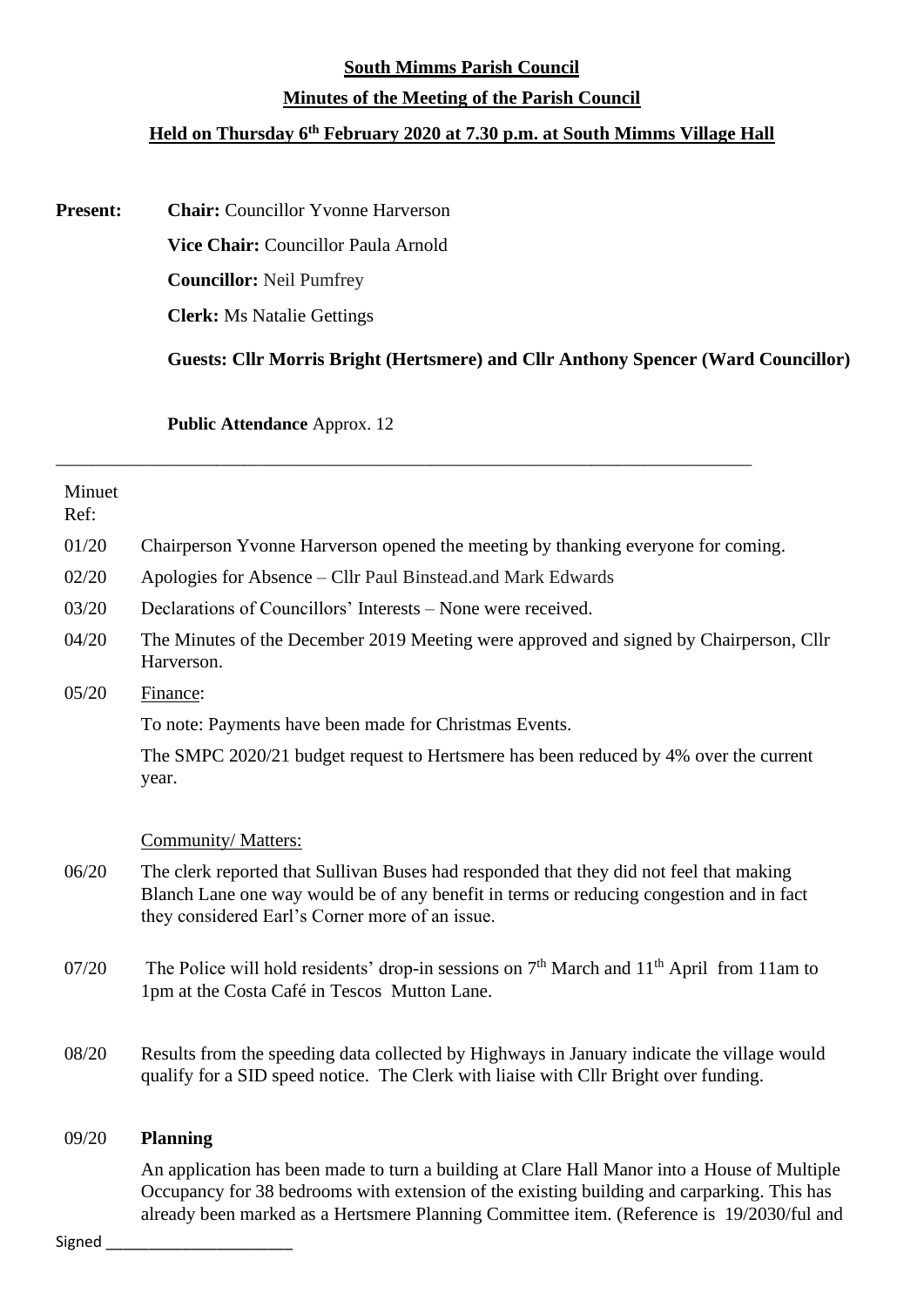**South Mimms Parish Council**

**Minutes of the Meeting of the Parish Council**

**Held on Thursday 6th February 2020 at 7.30 p.m. at South Mimms Village Hall**

**Present:** **Chair:** Councillor Yvonne Harverson

**Vice Chair:** Councillor Paula Arnold

**Councillor:** Neil Pumfrey

**Clerk:** Ms Natalie Gettings

**Guests: Cllr Morris Bright (Hertsmere) and Cllr Anthony Spencer (Ward Councillor)**

**Public Attendance** Approx. 12

---

| Minuet Ref: | |
|---|---|
| 01/20 | Chairperson Yvonne Harverson opened the meeting by thanking everyone for coming. |
| 02/20 | Apologies for Absence – Cllr Paul Binstead.and Mark Edwards |
| 03/20 | Declarations of Councillors' Interests – None were received. |
| 04/20 | The Minutes of the December 2019 Meeting were approved and signed by Chairperson, Cllr Harverson. |
| 05/20 | Finance:<br><br>To note: Payments have been made for Christmas Events.<br><br>The SMPC 2020/21 budget request to Hertsmere has been reduced by 4% over the current year. |
| | Community/ Matters: |
| 06/20 | The clerk reported that Sullivan Buses had responded that they did not feel that making Blanch Lane one way would be of any benefit in terms or reducing congestion and in fact they considered Earl's Corner more of an issue. |
| 07/20 | The Police will hold residents' drop-in sessions on 7th March and 11th April from 11am to 1pm at the Costa Café in Tescos Mutton Lane. |
| 08/20 | Results from the speeding data collected by Highways in January indicate the village would qualify for a SID speed notice. The Clerk with liaise with Cllr Bright over funding. |
| 09/20 | **Planning**<br><br>An application has been made to turn a building at Clare Hall Manor into a House of Multiple Occupancy for 38 bedrooms with extension of the existing building and carparking. This has already been marked as a Hertsmere Planning Committee item. (Reference is 19/2030/ful and |

Signed ______________________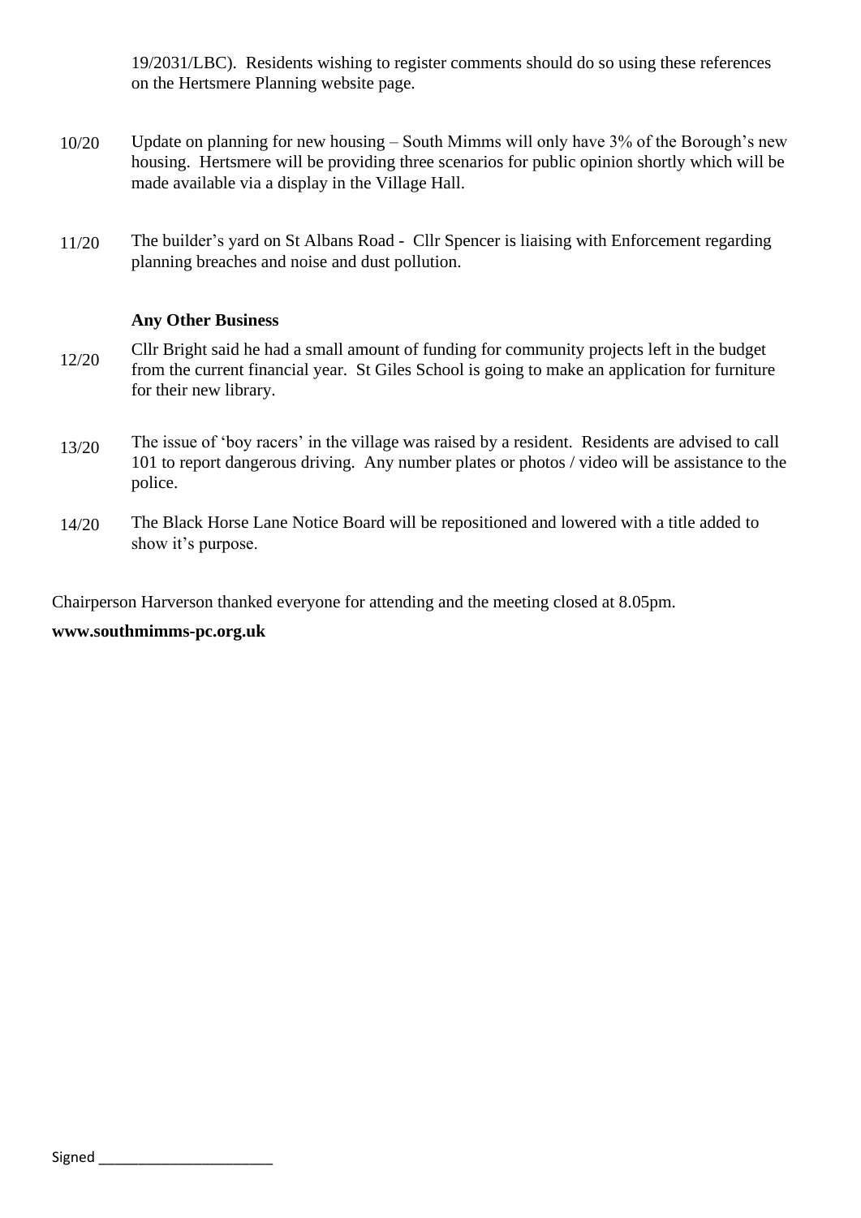19/2031/LBC). Residents wishing to register comments should do so using these references on the Hertsmere Planning website page.

10/20 Update on planning for new housing – South Mimms will only have 3% of the Borough's new housing. Hertsmere will be providing three scenarios for public opinion shortly which will be made available via a display in the Village Hall.

11/20 The builder's yard on St Albans Road - Cllr Spencer is liaising with Enforcement regarding planning breaches and noise and dust pollution.

**Any Other Business**

12/20 Cllr Bright said he had a small amount of funding for community projects left in the budget from the current financial year. St Giles School is going to make an application for furniture for their new library.

13/20 The issue of 'boy racers' in the village was raised by a resident. Residents are advised to call 101 to report dangerous driving. Any number plates or photos / video will be assistance to the police.

14/20 The Black Horse Lane Notice Board will be repositioned and lowered with a title added to show it's purpose.

Chairperson Harverson thanked everyone for attending and the meeting closed at 8.05pm.

**www.southmimms-pc.org.uk**

Signed ______________________